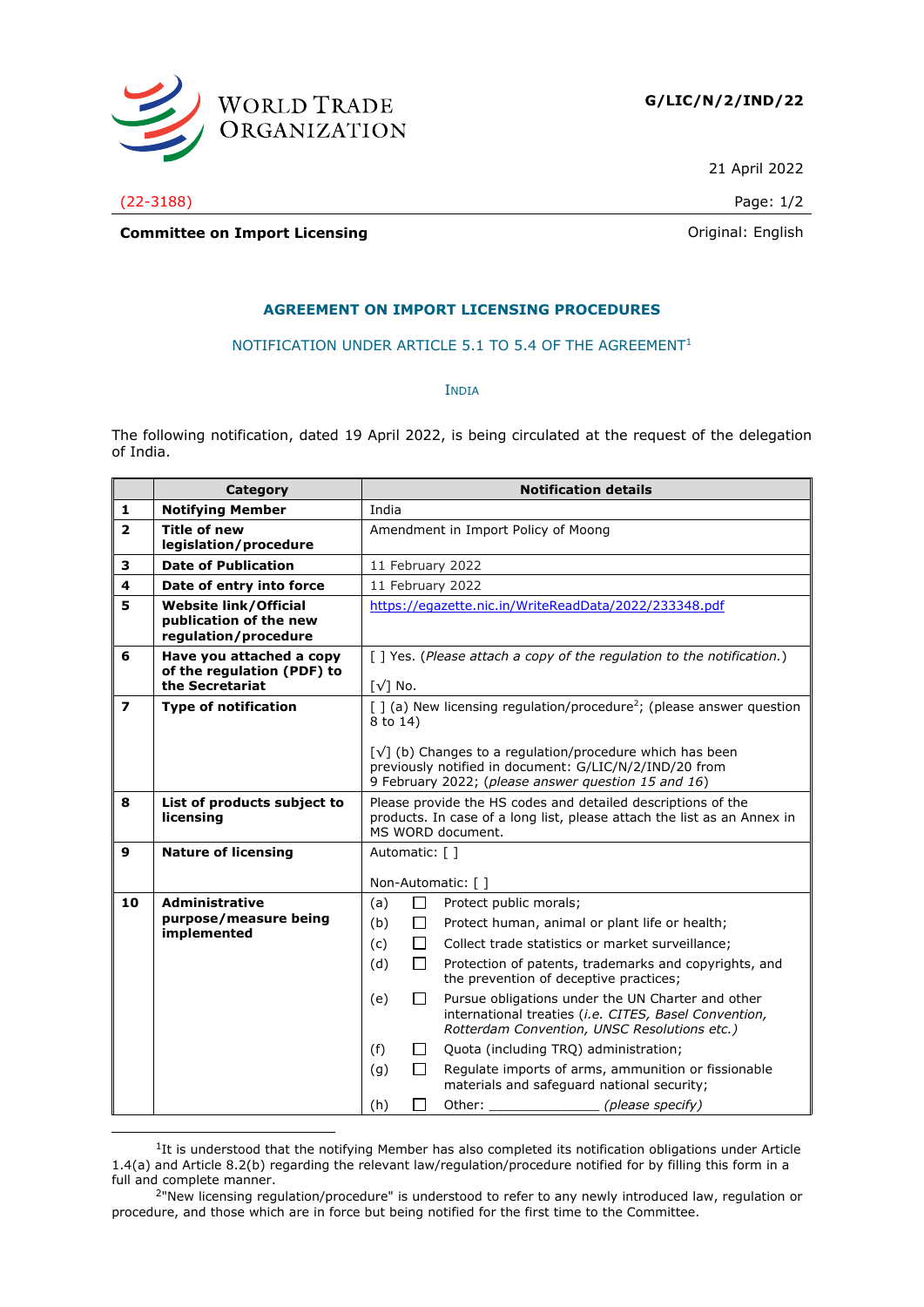WORLD TRADE ORGANIZATION

**G/LIC/N/2/IND/22**

21 April 2022

(22-3188)

**Committee on Import Licensing**

Original: English

## AGREEMENT ON IMPORT LICENSING PROCEDURES

NOTIFICATION UNDER ARTICLE 5.1 TO 5.4 OF THE AGREEMENT[1]

INDIA

The following notification, dated 19 April 2022, is being circulated at the request of the delegation of India.

| | Category | Notification details |
|---|---|---|
| **1** | **Notifying Member** | India |
| **2** | **Title of new legislation/procedure** | Amendment in Import Policy of Moong |
| **3** | **Date of Publication** | 11 February 2022 |
| **4** | **Date of entry into force** | 11 February 2022 |
| **5** | **Website link/Official publication of the new regulation/procedure** | https://egazette.nic.in/WriteReadData/2022/233348.pdf |
| **6** | **Have you attached a copy of the regulation (PDF) to the Secretariat** | [ ] Yes. (*Please attach a copy of the regulation to the notification.*)<br><br>[√] No. |
| **7** | **Type of notification** | [ ] (a) New licensing regulation/procedure[2]; (please answer question 8 to 14)<br><br>[√] (b) Changes to a regulation/procedure which has been previously notified in document: G/LIC/N/2/IND/20 from 9 February 2022; (*please answer question 15 and 16*) |
| **8** | **List of products subject to licensing** | Please provide the HS codes and detailed descriptions of the products. In case of a long list, please attach the list as an Annex in MS WORD document. |
| **9** | **Nature of licensing** | Automatic: [ ]<br><br>Non-Automatic: [ ] |
| **10** | **Administrative purpose/measure being implemented** | (a) ☐ Protect public morals;<br>(b) ☐ Protect human, animal or plant life or health;<br>(c) ☐ Collect trade statistics or market surveillance;<br>(d) ☐ Protection of patents, trademarks and copyrights, and the prevention of deceptive practices;<br>(e) ☐ Pursue obligations under the UN Charter and other international treaties (*i.e. CITES, Basel Convention, Rotterdam Convention, UNSC Resolutions etc.)*<br>(f) ☐ Quota (including TRQ) administration;<br>(g) ☐ Regulate imports of arms, ammunition or fissionable materials and safeguard national security;<br>(h) ☐ Other: ______________ *(please specify)* |

[1] It is understood that the notifying Member has also completed its notification obligations under Article 1.4(a) and Article 8.2(b) regarding the relevant law/regulation/procedure notified for by filling this form in a full and complete manner.

[2] "New licensing regulation/procedure" is understood to refer to any newly introduced law, regulation or procedure, and those which are in force but being notified for the first time to the Committee.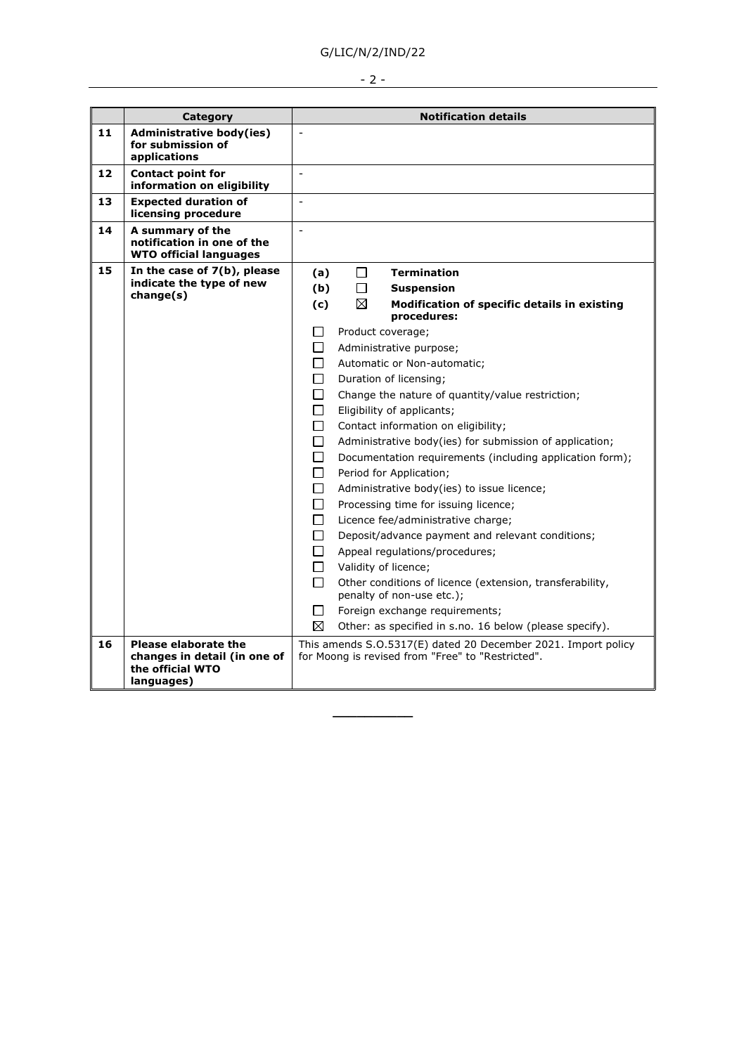| | Category | Notification details |
|---|---|---|
| **11** | **Administrative body(ies) for submission of applications** | - |
| **12** | **Contact point for information on eligibility** | - |
| **13** | **Expected duration of licensing procedure** | - |
| **14** | **A summary of the notification in one of the WTO official languages** | - |
| **15** | **In the case of 7(b), please indicate the type of new change(s)** | **(a)** ☐ **Termination**<br>**(b)** ☐ **Suspension**<br>**(c)** ☒ **Modification of specific details in existing procedures:**<br>☐ Product coverage;<br>☐ Administrative purpose;<br>☐ Automatic or Non-automatic;<br>☐ Duration of licensing;<br>☐ Change the nature of quantity/value restriction;<br>☐ Eligibility of applicants;<br>☐ Contact information on eligibility;<br>☐ Administrative body(ies) for submission of application;<br>☐ Documentation requirements (including application form);<br>☐ Period for Application;<br>☐ Administrative body(ies) to issue licence;<br>☐ Processing time for issuing licence;<br>☐ Licence fee/administrative charge;<br>☐ Deposit/advance payment and relevant conditions;<br>☐ Appeal regulations/procedures;<br>☐ Validity of licence;<br>☐ Other conditions of licence (extension, transferability, penalty of non-use etc.);<br>☐ Foreign exchange requirements;<br>☒ Other: as specified in s.no. 16 below (please specify). |
| **16** | **Please elaborate the changes in detail (in one of the official WTO languages)** | This amends S.O.5317(E) dated 20 December 2021. Import policy for Moong is revised from "Free" to "Restricted". |